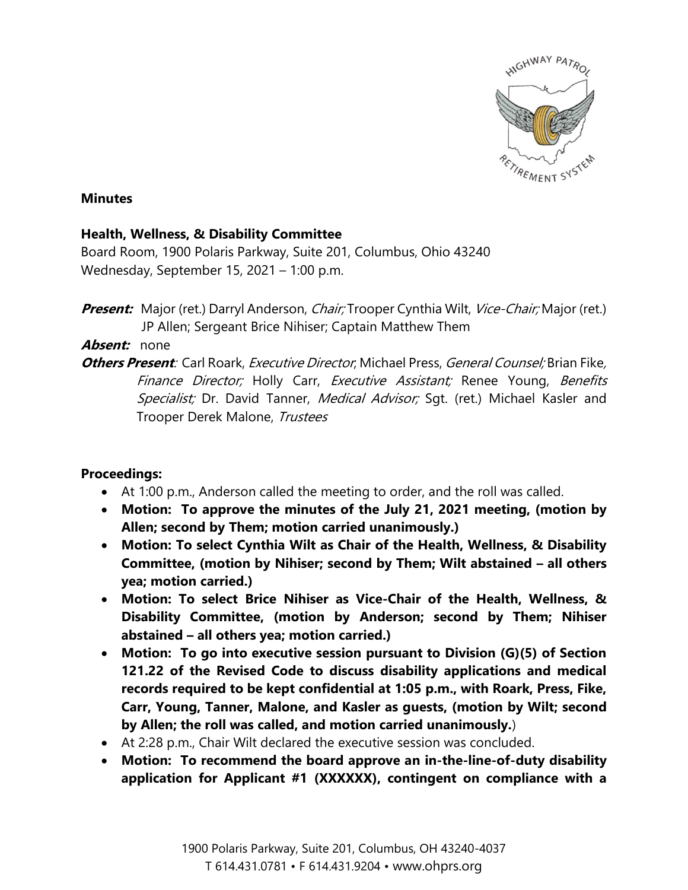**Minutes**

**Health, Wellness, & Disability Committee**
Board Room, 1900 Polaris Parkway, Suite 201, Columbus, Ohio 43240
Wednesday, September 15, 2021 – 1:00 p.m.

***Present:*** Major (ret.) Darryl Anderson, *Chair;* Trooper Cynthia Wilt, *Vice-Chair;* Major (ret.) JP Allen; Sergeant Brice Nihiser; Captain Matthew Them

***Absent:*** none

***Others Present:*** Carl Roark, *Executive Director*, Michael Press, *General Counsel;* Brian Fike, *Finance Director;* Holly Carr, *Executive Assistant;* Renee Young, *Benefits Specialist;* Dr. David Tanner, *Medical Advisor;* Sgt. (ret.) Michael Kasler and Trooper Derek Malone, *Trustees*

**Proceedings:**

- At 1:00 p.m., Anderson called the meeting to order, and the roll was called.
- **Motion: To approve the minutes of the July 21, 2021 meeting, (motion by Allen; second by Them; motion carried unanimously.)**
- **Motion: To select Cynthia Wilt as Chair of the Health, Wellness, & Disability Committee, (motion by Nihiser; second by Them; Wilt abstained – all others yea; motion carried.)**
- **Motion: To select Brice Nihiser as Vice-Chair of the Health, Wellness, & Disability Committee, (motion by Anderson; second by Them; Nihiser abstained – all others yea; motion carried.)**
- **Motion: To go into executive session pursuant to Division (G)(5) of Section 121.22 of the Revised Code to discuss disability applications and medical records required to be kept confidential at 1:05 p.m., with Roark, Press, Fike, Carr, Young, Tanner, Malone, and Kasler as guests, (motion by Wilt; second by Allen; the roll was called, and motion carried unanimously.)**
- At 2:28 p.m., Chair Wilt declared the executive session was concluded.
- **Motion: To recommend the board approve an in-the-line-of-duty disability application for Applicant #1 (XXXXXX), contingent on compliance with a**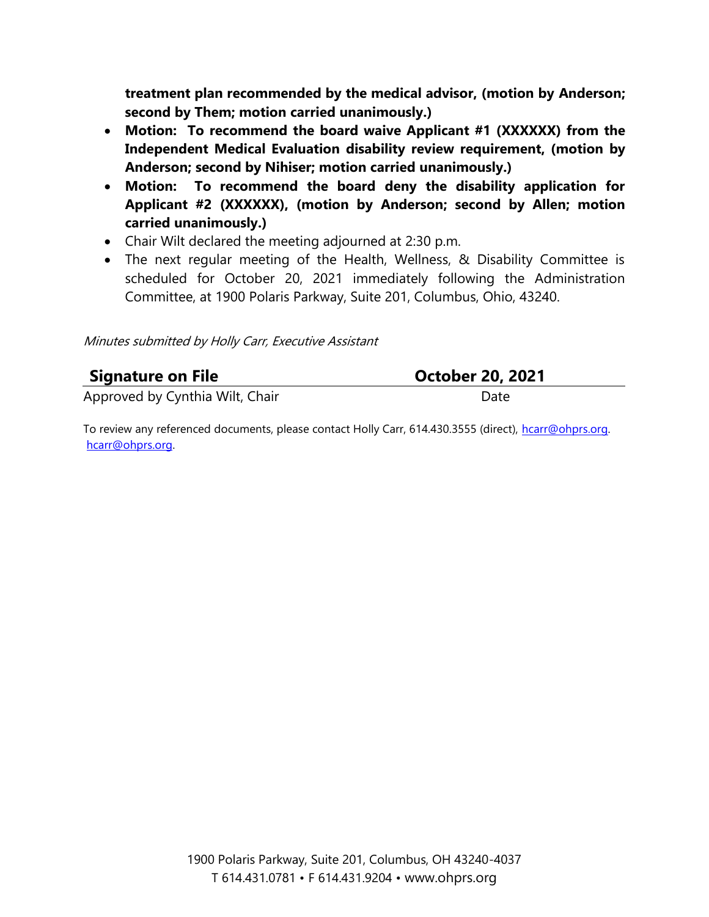**treatment plan recommended by the medical advisor, (motion by Anderson; second by Them; motion carried unanimously.)**

- **Motion: To recommend the board waive Applicant #1 (XXXXXX) from the Independent Medical Evaluation disability review requirement, (motion by Anderson; second by Nihiser; motion carried unanimously.)**
- **Motion: To recommend the board deny the disability application for Applicant #2 (XXXXXX), (motion by Anderson; second by Allen; motion carried unanimously.)**
- Chair Wilt declared the meeting adjourned at 2:30 p.m.
- The next regular meeting of the Health, Wellness, & Disability Committee is scheduled for October 20, 2021 immediately following the Administration Committee, at 1900 Polaris Parkway, Suite 201, Columbus, Ohio, 43240.

*Minutes submitted by Holly Carr, Executive Assistant*

| | |
|---|---|
| **Signature on File** | **October 20, 2021** |
| Approved by Cynthia Wilt, Chair | Date |

To review any referenced documents, please contact Holly Carr, 614.430.3555 (direct), hcarr@ohprs.org. hcarr@ohprs.org.

1900 Polaris Parkway, Suite 201, Columbus, OH 43240-4037
T 614.431.0781 • F 614.431.9204 • www.ohprs.org